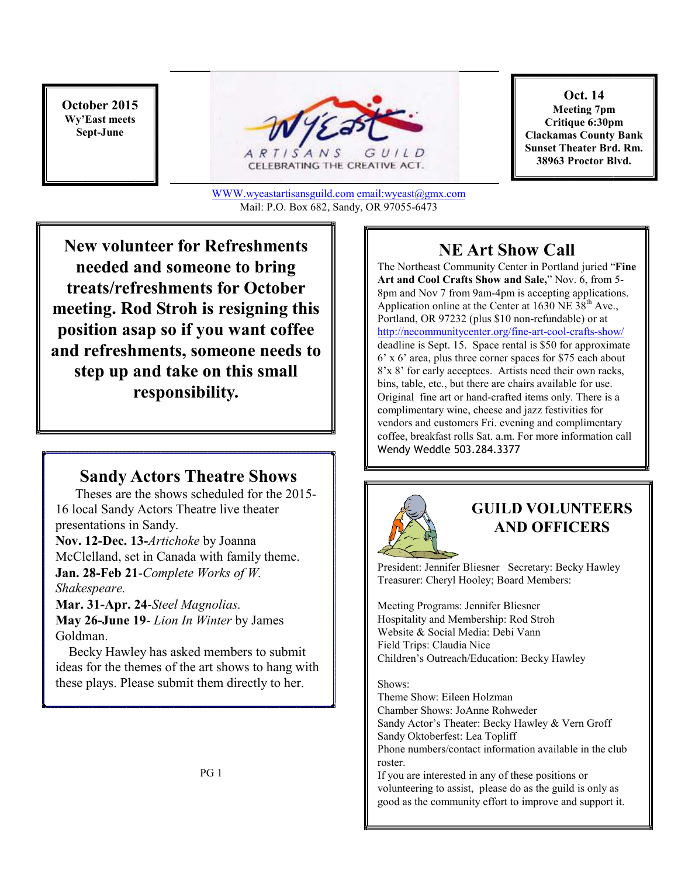**October 2015**
**Wy'East meets Sept-June**

WY'EAST ARTISANS GUILD
CELEBRATING THE CREATIVE ACT.

WWW.wyeastartisansguild.com email:wyeast@gmx.com
Mail: P.O. Box 682, Sandy, OR 97055-6473

**Oct. 14**
**Meeting 7pm**
**Critique 6:30pm**
**Clackamas County Bank**
**Sunset Theater Brd. Rm.**
**38963 Proctor Blvd.**

## New volunteer for Refreshments needed and someone to bring treats/refreshments for October meeting. Rod Stroh is resigning this position asap so if you want coffee and refreshments, someone needs to step up and take on this small responsibility.

## Sandy Actors Theatre Shows

Theses are the shows scheduled for the 2015-16 local Sandy Actors Theatre live theater presentations in Sandy.

**Nov. 12-Dec. 13**-*Artichoke* by Joanna McClelland, set in Canada with family theme.

**Jan. 28-Feb 21**-*Complete Works of W. Shakespeare.*

**Mar. 31-Apr. 24**-*Steel Magnolias.*

**May 26-June 19**- *Lion In Winter* by James Goldman.

Becky Hawley has asked members to submit ideas for the themes of the art shows to hang with these plays. Please submit them directly to her.

## NE Art Show Call

The Northeast Community Center in Portland juried "**Fine Art and Cool Crafts Show and Sale,**" Nov. 6, from 5-8pm and Nov 7 from 9am-4pm is accepting applications. Application online at the Center at 1630 NE 38th Ave., Portland, OR 97232 (plus $10 non-refundable) or at http://necommunitycenter.org/fine-art-cool-crafts-show/ deadline is Sept. 15. Space rental is $50 for approximate 6' x 6' area, plus three corner spaces for $75 each about 8'x 8' for early acceptees. Artists need their own racks, bins, table, etc., but there are chairs available for use. Original fine art or hand-crafted items only. There is a complimentary wine, cheese and jazz festivities for vendors and customers Fri. evening and complimentary coffee, breakfast rolls Sat. a.m. For more information call Wendy Weddle 503.284.3377

## GUILD VOLUNTEERS AND OFFICERS

President: Jennifer Bliesner Secretary: Becky Hawley
Treasurer: Cheryl Hooley; Board Members:

Meeting Programs: Jennifer Bliesner
Hospitality and Membership: Rod Stroh
Website & Social Media: Debi Vann
Field Trips: Claudia Nice
Children's Outreach/Education: Becky Hawley

Shows:
Theme Show: Eileen Holzman
Chamber Shows: JoAnne Rohweder
Sandy Actor's Theater: Becky Hawley & Vern Groff
Sandy Oktoberfest: Lea Topliff
Phone numbers/contact information available in the club roster.
If you are interested in any of these positions or volunteering to assist, please do as the guild is only as good as the community effort to improve and support it.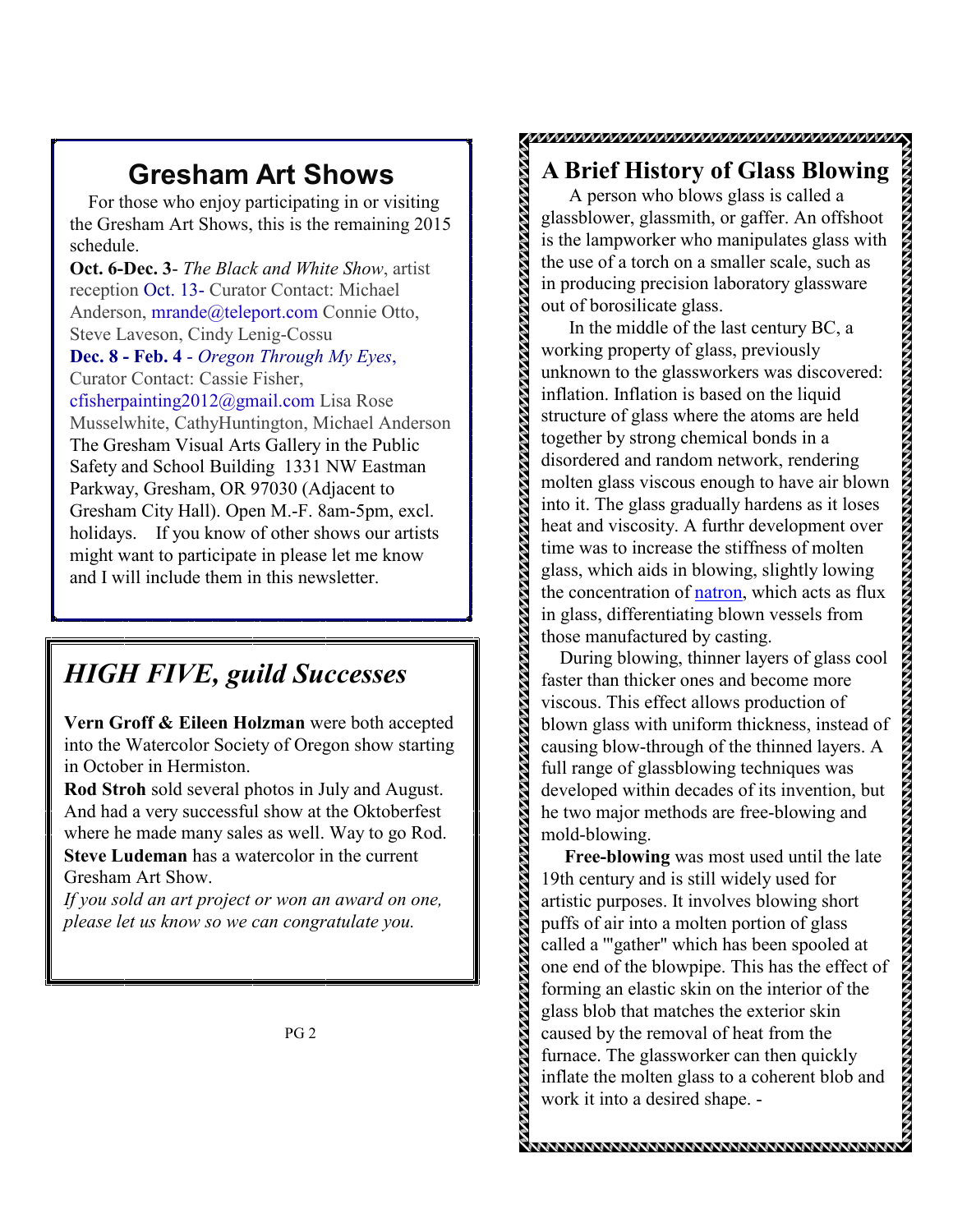## Gresham Art Shows

For those who enjoy participating in or visiting the Gresham Art Shows, this is the remaining 2015 schedule.

**Oct. 6-Dec. 3**- *The Black and White Show*, artist reception Oct. 13- Curator Contact: Michael Anderson, mrande@teleport.com Connie Otto, Steve Laveson, Cindy Lenig-Cossu

**Dec. 8 - Feb. 4** - *Oregon Through My Eyes*, Curator Contact: Cassie Fisher, cfisherpainting2012@gmail.com Lisa Rose Musselwhite, CathyHuntington, Michael Anderson

The Gresham Visual Arts Gallery in the Public Safety and School Building 1331 NW Eastman Parkway, Gresham, OR 97030 (Adjacent to Gresham City Hall). Open M.-F. 8am-5pm, excl. holidays. If you know of other shows our artists might want to participate in please let me know and I will include them in this newsletter.

## *HIGH FIVE, guild Successes*

**Vern Groff & Eileen Holzman** were both accepted into the Watercolor Society of Oregon show starting in October in Hermiston.

**Rod Stroh** sold several photos in July and August. And had a very successful show at the Oktoberfest where he made many sales as well. Way to go Rod.

**Steve Ludeman** has a watercolor in the current Gresham Art Show.

*If you sold an art project or won an award on one, please let us know so we can congratulate you.*

## A Brief History of Glass Blowing

A person who blows glass is called a glassblower, glassmith, or gaffer. An offshoot is the lampworker who manipulates glass with the use of a torch on a smaller scale, such as in producing precision laboratory glassware out of borosilicate glass.

In the middle of the last century BC, a working property of glass, previously unknown to the glassworkers was discovered: inflation. Inflation is based on the liquid structure of glass where the atoms are held together by strong chemical bonds in a disordered and random network, rendering molten glass viscous enough to have air blown into it. The glass gradually hardens as it loses heat and viscosity. A furthr development over time was to increase the stiffness of molten glass, which aids in blowing, slightly lowing the concentration of natron, which acts as flux in glass, differentiating blown vessels from those manufactured by casting.

During blowing, thinner layers of glass cool faster than thicker ones and become more viscous. This effect allows production of blown glass with uniform thickness, instead of causing blow-through of the thinned layers. A full range of glassblowing techniques was developed within decades of its invention, but he two major methods are free-blowing and mold-blowing.

**Free-blowing** was most used until the late 19th century and is still widely used for artistic purposes. It involves blowing short puffs of air into a molten portion of glass called a '"gather" which has been spooled at one end of the blowpipe. This has the effect of forming an elastic skin on the interior of the glass blob that matches the exterior skin caused by the removal of heat from the furnace. The glassworker can then quickly inflate the molten glass to a coherent blob and work it into a desired shape. -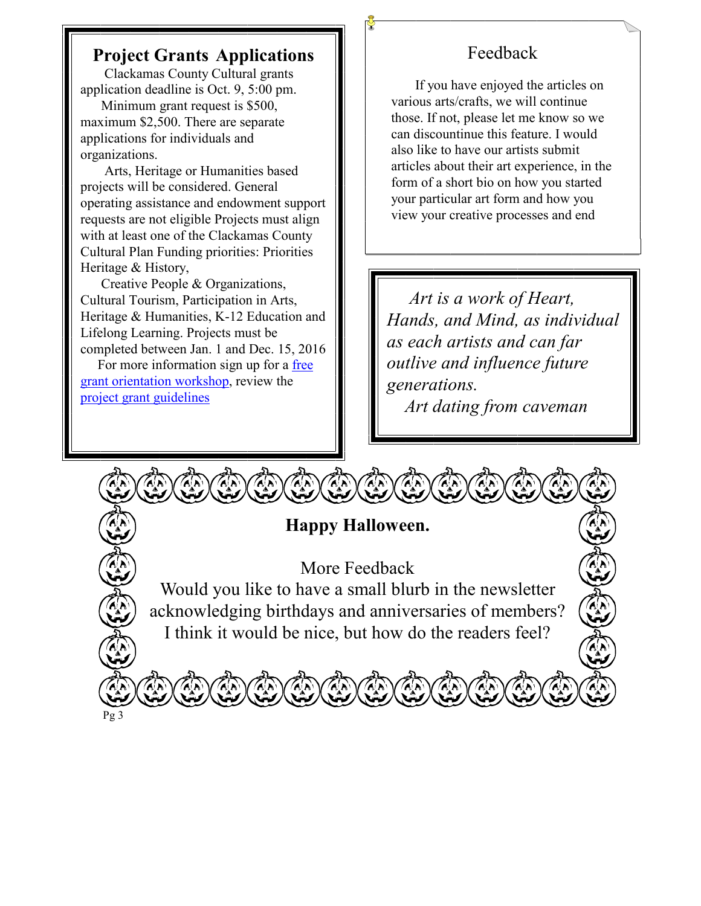## Project Grants Applications

Clackamas County Cultural grants application deadline is Oct. 9, 5:00 pm.

Minimum grant request is $500, maximum $2,500. There are separate applications for individuals and organizations.

Arts, Heritage or Humanities based projects will be considered. General operating assistance and endowment support requests are not eligible Projects must align with at least one of the Clackamas County Cultural Plan Funding priorities: Priorities Heritage & History,

Creative People & Organizations, Cultural Tourism, Participation in Arts, Heritage & Humanities, K-12 Education and Lifelong Learning. Projects must be completed between Jan. 1 and Dec. 15, 2016

For more information sign up for a free grant orientation workshop, review the project grant guidelines

## Feedback

If you have enjoyed the articles on various arts/crafts, we will continue those. If not, please let me know so we can discountinue this feature. I would also like to have our artists submit articles about their art experience, in the form of a short bio on how you started your particular art form and how you view your creative processes and end

*Art is a work of Heart, Hands, and Mind, as individual as each artists and can far outlive and influence future generations.*

*Art dating from caveman*

**Happy Halloween.**

More Feedback

Would you like to have a small blurb in the newsletter acknowledging birthdays and anniversaries of members? I think it would be nice, but how do the readers feel?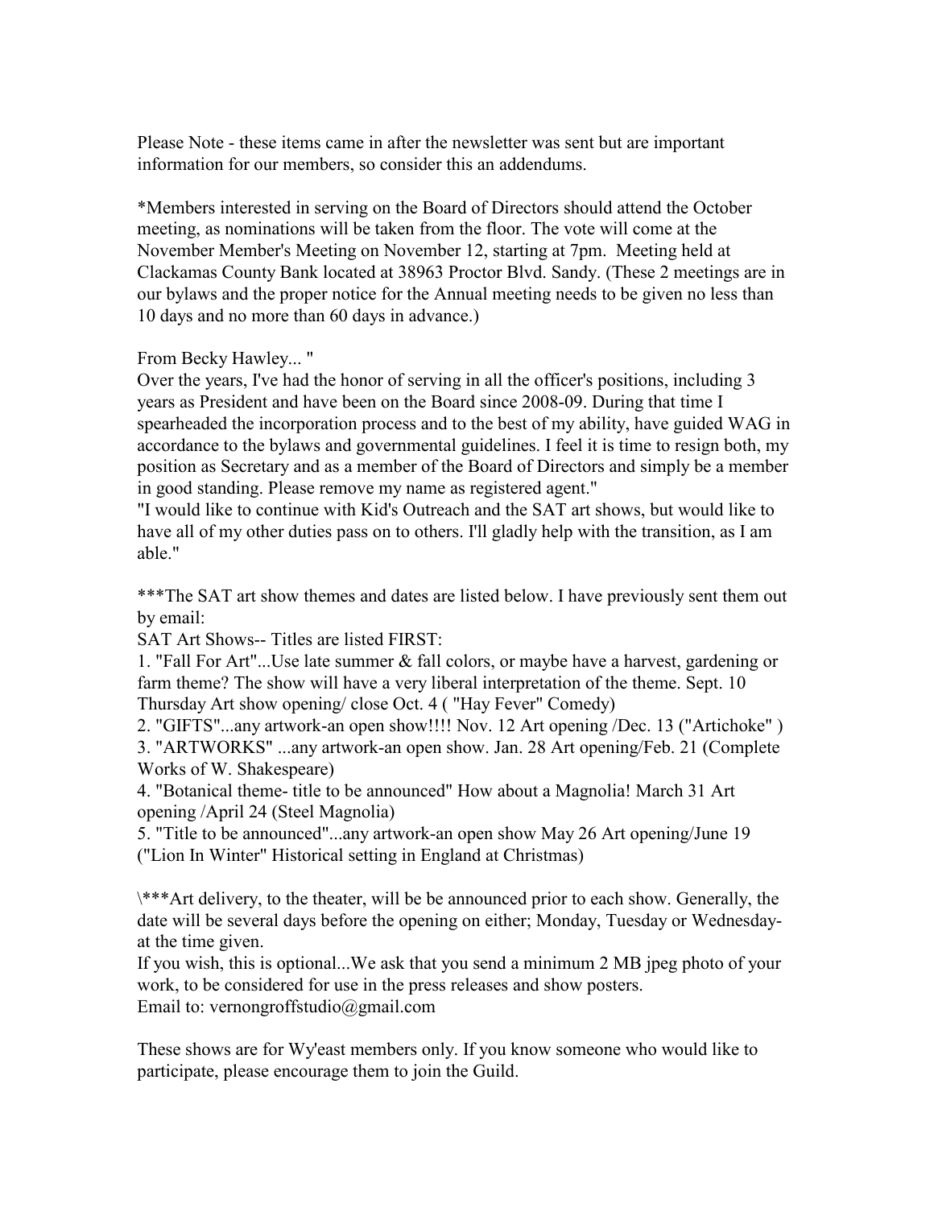Please Note - these items came in after the newsletter was sent but are important information for our members, so consider this an addendums.

*Members interested in serving on the Board of Directors should attend the October meeting, as nominations will be taken from the floor. The vote will come at the November Member's Meeting on November 12, starting at 7pm. Meeting held at Clackamas County Bank located at 38963 Proctor Blvd. Sandy. (These 2 meetings are in our bylaws and the proper notice for the Annual meeting needs to be given no less than 10 days and no more than 60 days in advance.)

From Becky Hawley... "
Over the years, I've had the honor of serving in all the officer's positions, including 3 years as President and have been on the Board since 2008-09. During that time I spearheaded the incorporation process and to the best of my ability, have guided WAG in accordance to the bylaws and governmental guidelines. I feel it is time to resign both, my position as Secretary and as a member of the Board of Directors and simply be a member in good standing. Please remove my name as registered agent."
"I would like to continue with Kid's Outreach and the SAT art shows, but would like to have all of my other duties pass on to others. I'll gladly help with the transition, as I am able."

***The SAT art show themes and dates are listed below. I have previously sent them out by email:
SAT Art Shows-- Titles are listed FIRST:
1. "Fall For Art"...Use late summer & fall colors, or maybe have a harvest, gardening or farm theme? The show will have a very liberal interpretation of the theme. Sept. 10 Thursday Art show opening/ close Oct. 4 ( "Hay Fever" Comedy)
2. "GIFTS"...any artwork-an open show!!!! Nov. 12 Art opening /Dec. 13 ("Artichoke" )
3. "ARTWORKS" ...any artwork-an open show. Jan. 28 Art opening/Feb. 21 (Complete Works of W. Shakespeare)
4. "Botanical theme- title to be announced" How about a Magnolia! March 31 Art opening /April 24 (Steel Magnolia)
5. "Title to be announced"...any artwork-an open show May 26 Art opening/June 19 ("Lion In Winter" Historical setting in England at Christmas)

\***Art delivery, to the theater, will be be announced prior to each show. Generally, the date will be several days before the opening on either; Monday, Tuesday or Wednesday- at the time given.
If you wish, this is optional...We ask that you send a minimum 2 MB jpeg photo of your work, to be considered for use in the press releases and show posters.
Email to: vernongroffstudio@gmail.com

These shows are for Wy'east members only. If you know someone who would like to participate, please encourage them to join the Guild.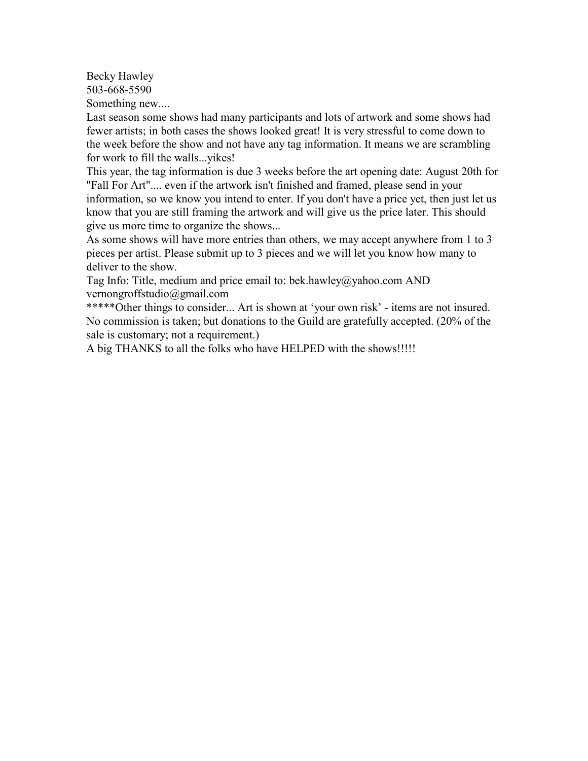Becky Hawley
503-668-5590
Something new....

Last season some shows had many participants and lots of artwork and some shows had fewer artists; in both cases the shows looked great! It is very stressful to come down to the week before the show and not have any tag information. It means we are scrambling for work to fill the walls...yikes!

This year, the tag information is due 3 weeks before the art opening date: August 20th for "Fall For Art".... even if the artwork isn't finished and framed, please send in your information, so we know you intend to enter. If you don't have a price yet, then just let us know that you are still framing the artwork and will give us the price later. This should give us more time to organize the shows...

As some shows will have more entries than others, we may accept anywhere from 1 to 3 pieces per artist. Please submit up to 3 pieces and we will let you know how many to deliver to the show.

Tag Info: Title, medium and price email to: bek.hawley@yahoo.com AND vernongroffstudio@gmail.com

*****Other things to consider... Art is shown at 'your own risk' - items are not insured. No commission is taken; but donations to the Guild are gratefully accepted. (20% of the sale is customary; not a requirement.)

A big THANKS to all the folks who have HELPED with the shows!!!!!